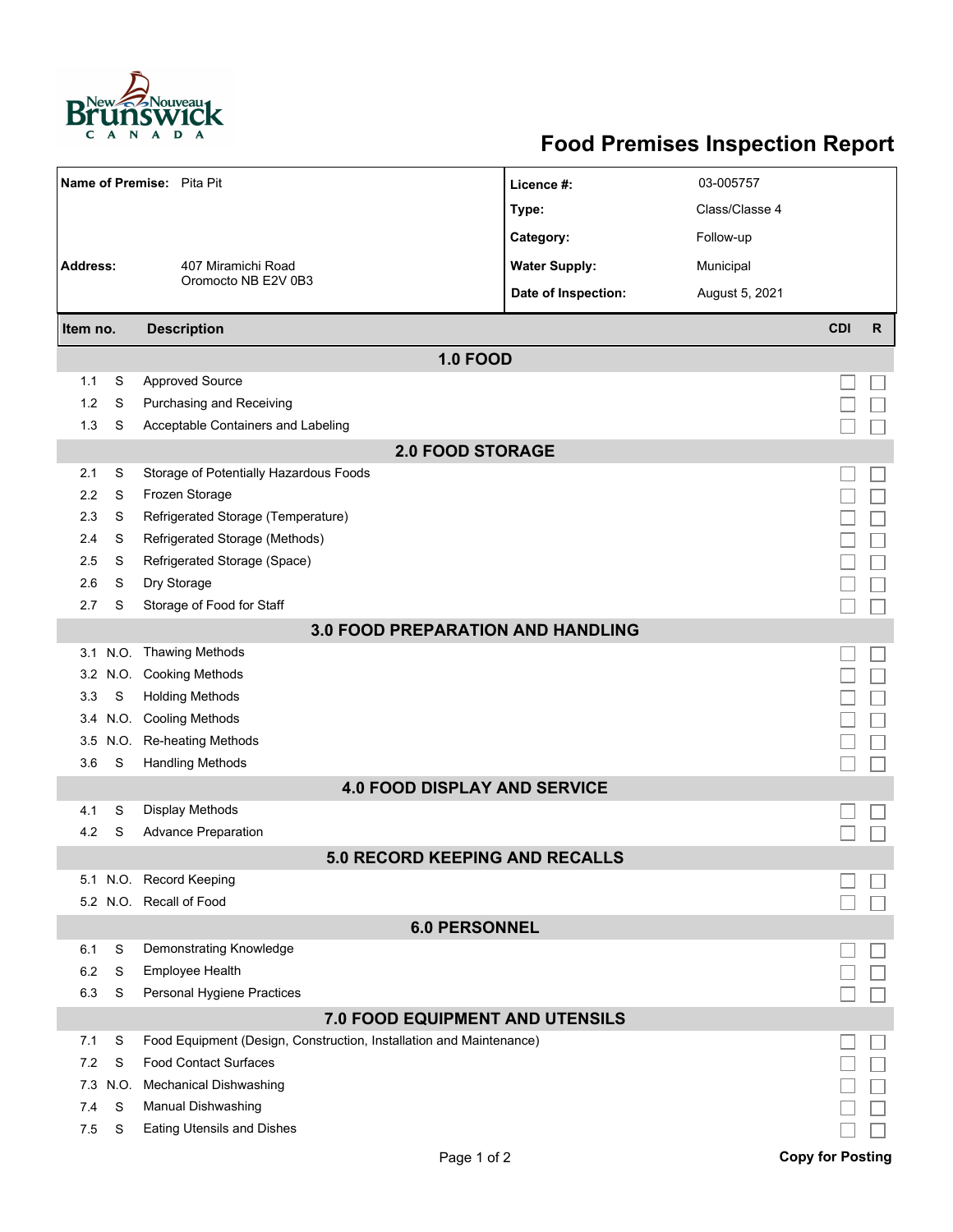# Food Premises Inspection Report

| | | | |
|---|---|---|---|
| **Name of Premise:** | Pita Pit | **Licence #:** | 03-005757 |
| | | **Type:** | Class/Classe 4 |
| | | **Category:** | Follow-up |
| **Address:** | 407 Miramichi Road<br>Oromocto NB E2V 0B3 | **Water Supply:** | Municipal |
| | | **Date of Inspection:** | August 5, 2021 |

| Item no. | | Description | CDI | R |
|---|---|---|---|---|
| | | **1.0 FOOD** | | |
| 1.1 | S | Approved Source | ☐ | ☐ |
| 1.2 | S | Purchasing and Receiving | ☐ | ☐ |
| 1.3 | S | Acceptable Containers and Labeling | ☐ | ☐ |
| | | **2.0 FOOD STORAGE** | | |
| 2.1 | S | Storage of Potentially Hazardous Foods | ☐ | ☐ |
| 2.2 | S | Frozen Storage | ☐ | ☐ |
| 2.3 | S | Refrigerated Storage (Temperature) | ☐ | ☐ |
| 2.4 | S | Refrigerated Storage (Methods) | ☐ | ☐ |
| 2.5 | S | Refrigerated Storage (Space) | ☐ | ☐ |
| 2.6 | S | Dry Storage | ☐ | ☐ |
| 2.7 | S | Storage of Food for Staff | ☐ | ☐ |
| | | **3.0 FOOD PREPARATION AND HANDLING** | | |
| 3.1 | N.O. | Thawing Methods | ☐ | ☐ |
| 3.2 | N.O. | Cooking Methods | ☐ | ☐ |
| 3.3 | S | Holding Methods | ☐ | ☐ |
| 3.4 | N.O. | Cooling Methods | ☐ | ☐ |
| 3.5 | N.O. | Re-heating Methods | ☐ | ☐ |
| 3.6 | S | Handling Methods | ☐ | ☐ |
| | | **4.0 FOOD DISPLAY AND SERVICE** | | |
| 4.1 | S | Display Methods | ☐ | ☐ |
| 4.2 | S | Advance Preparation | ☐ | ☐ |
| | | **5.0 RECORD KEEPING AND RECALLS** | | |
| 5.1 | N.O. | Record Keeping | ☐ | ☐ |
| 5.2 | N.O. | Recall of Food | ☐ | ☐ |
| | | **6.0 PERSONNEL** | | |
| 6.1 | S | Demonstrating Knowledge | ☐ | ☐ |
| 6.2 | S | Employee Health | ☐ | ☐ |
| 6.3 | S | Personal Hygiene Practices | ☐ | ☐ |
| | | **7.0 FOOD EQUIPMENT AND UTENSILS** | | |
| 7.1 | S | Food Equipment (Design, Construction, Installation and Maintenance) | ☐ | ☐ |
| 7.2 | S | Food Contact Surfaces | ☐ | ☐ |
| 7.3 | N.O. | Mechanical Dishwashing | ☐ | ☐ |
| 7.4 | S | Manual Dishwashing | ☐ | ☐ |
| 7.5 | S | Eating Utensils and Dishes | ☐ | ☐ |

**Copy for Posting**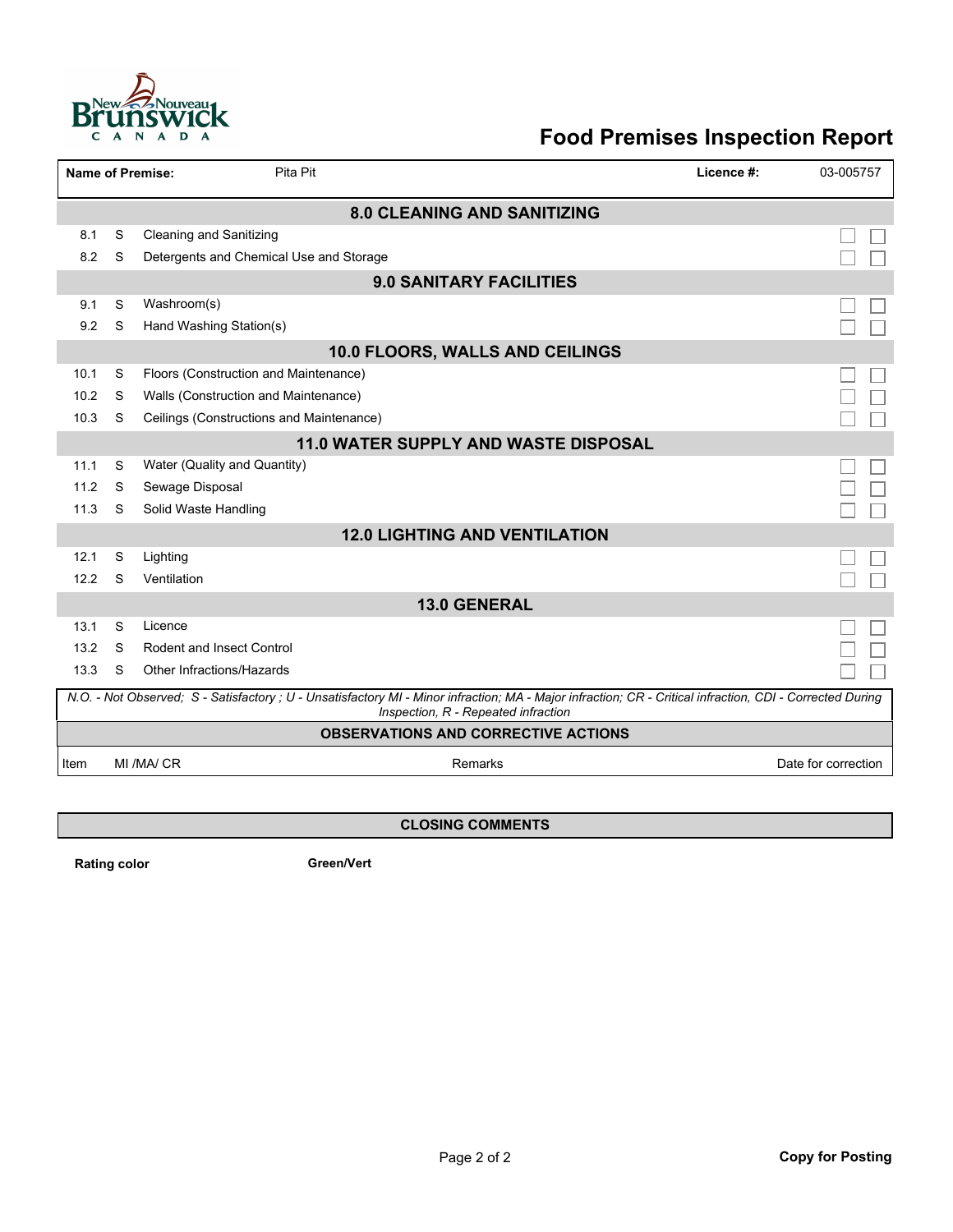# Food Premises Inspection Report

| Name of Premise: | Pita Pit | Licence #: | 03-005757 |
|---|---|---|---|

## 8.0 CLEANING AND SANITIZING

| | | | | |
|---|---|---|---|---|
| 8.1 | S | Cleaning and Sanitizing | ☐ | ☐ |
| 8.2 | S | Detergents and Chemical Use and Storage | ☐ | ☐ |

## 9.0 SANITARY FACILITIES

| | | | | |
|---|---|---|---|---|
| 9.1 | S | Washroom(s) | ☐ | ☐ |
| 9.2 | S | Hand Washing Station(s) | ☐ | ☐ |

## 10.0 FLOORS, WALLS AND CEILINGS

| | | | | |
|---|---|---|---|---|
| 10.1 | S | Floors (Construction and Maintenance) | ☐ | ☐ |
| 10.2 | S | Walls (Construction and Maintenance) | ☐ | ☐ |
| 10.3 | S | Ceilings (Constructions and Maintenance) | ☐ | ☐ |

## 11.0 WATER SUPPLY AND WASTE DISPOSAL

| | | | | |
|---|---|---|---|---|
| 11.1 | S | Water (Quality and Quantity) | ☐ | ☐ |
| 11.2 | S | Sewage Disposal | ☐ | ☐ |
| 11.3 | S | Solid Waste Handling | ☐ | ☐ |

## 12.0 LIGHTING AND VENTILATION

| | | | | |
|---|---|---|---|---|
| 12.1 | S | Lighting | ☐ | ☐ |
| 12.2 | S | Ventilation | ☐ | ☐ |

## 13.0 GENERAL

| | | | | |
|---|---|---|---|---|
| 13.1 | S | Licence | ☐ | ☐ |
| 13.2 | S | Rodent and Insect Control | ☐ | ☐ |
| 13.3 | S | Other Infractions/Hazards | ☐ | ☐ |

*N.O. - Not Observed; S - Satisfactory ; U - Unsatisfactory MI - Minor infraction; MA - Major infraction; CR - Critical infraction, CDI - Corrected During Inspection, R - Repeated infraction*

## OBSERVATIONS AND CORRECTIVE ACTIONS

| Item | MI /MA/ CR | Remarks | Date for correction |
|---|---|---|---|

## CLOSING COMMENTS

**Rating color** **Green/Vert**

**Copy for Posting**